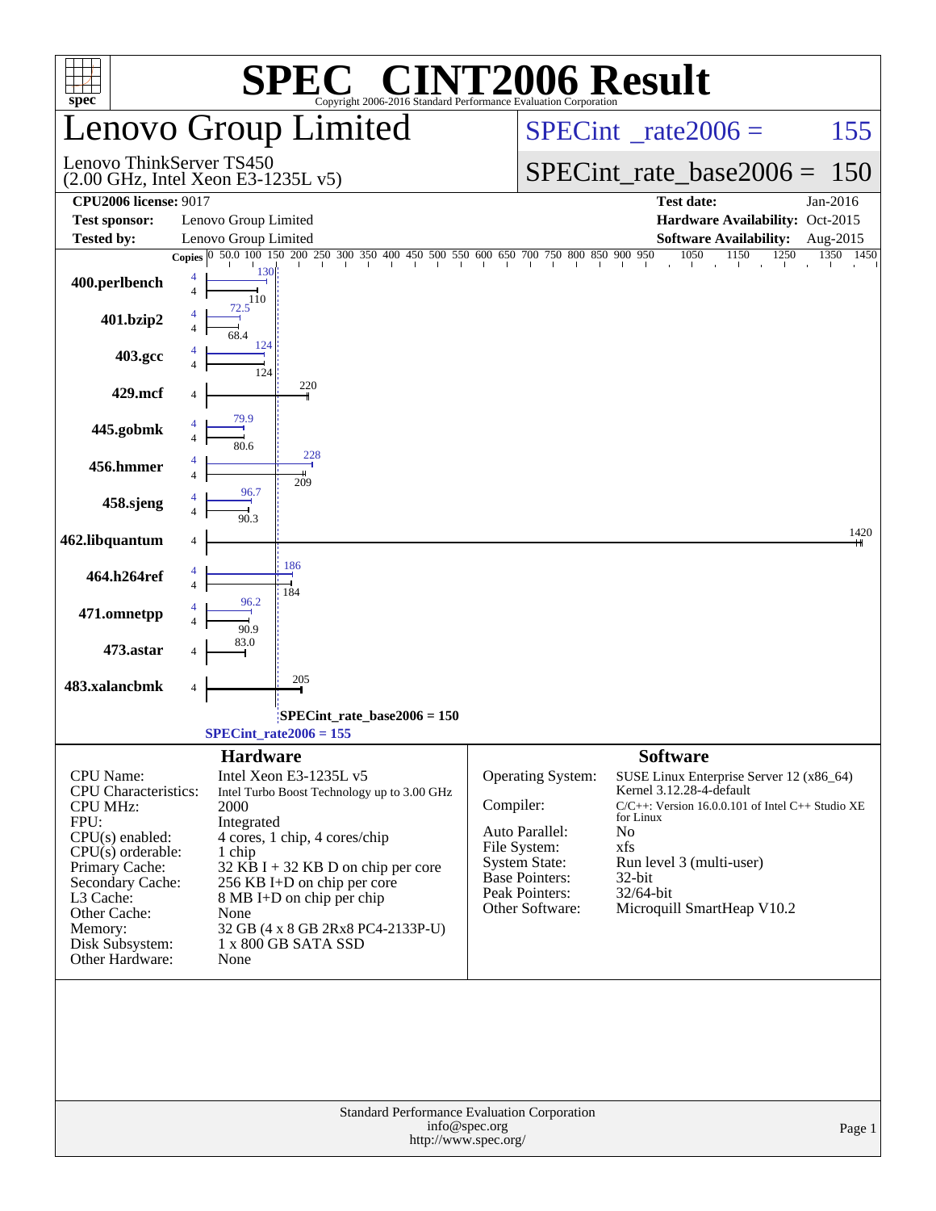# SPEC CINT2006 Result

Copyright 2006-2016 Standard Performance Evaluation Corporation

## Lenovo Group Limited

Lenovo ThinkServer TS450
(2.00 GHz, Intel Xeon E3-1235L v5)

SPECint_rate2006 = 155

SPECint_rate_base2006 = 150

| | | | |
|---|---|---|---|
| **CPU2006 license:** 9017 | | **Test date:** | Jan-2016 |
| **Test sponsor:** | Lenovo Group Limited | **Hardware Availability:** | Oct-2015 |
| **Tested by:** | Lenovo Group Limited | **Software Availability:** | Aug-2015 |

| Benchmark | Copies (peak) | Peak | Copies (base) | Base |
|---|---|---|---|---|
| 400.perlbench | 4 | 130 | 4 | 110 |
| 401.bzip2 | 4 | 72.5 | 4 | 68.4 |
| 403.gcc | 4 | 124 | 4 | 124 |
| 429.mcf | | | 4 | 220 |
| 445.gobmk | 4 | 79.9 | 4 | 80.6 |
| 456.hmmer | 4 | 228 | 4 | 209 |
| 458.sjeng | 4 | 96.7 | 4 | 90.3 |
| 462.libquantum | | | 4 | 1420 |
| 464.h264ref | 4 | 186 | 4 | 184 |
| 471.omnetpp | 4 | 96.2 | 4 | 90.9 |
| 473.astar | | | 4 | 83.0 |
| 483.xalancbmk | | | 4 | 205 |

SPECint_rate_base2006 = 150

SPECint_rate2006 = 155

### Hardware

| | |
|---|---|
| CPU Name: | Intel Xeon E3-1235L v5 |
| CPU Characteristics: | Intel Turbo Boost Technology up to 3.00 GHz |
| CPU MHz: | 2000 |
| FPU: | Integrated |
| CPU(s) enabled: | 4 cores, 1 chip, 4 cores/chip |
| CPU(s) orderable: | 1 chip |
| Primary Cache: | 32 KB I + 32 KB D on chip per core |
| Secondary Cache: | 256 KB I+D on chip per core |
| L3 Cache: | 8 MB I+D on chip per chip |
| Other Cache: | None |
| Memory: | 32 GB (4 x 8 GB 2Rx8 PC4-2133P-U) |
| Disk Subsystem: | 1 x 800 GB SATA SSD |
| Other Hardware: | None |

### Software

| | |
|---|---|
| Operating System: | SUSE Linux Enterprise Server 12 (x86_64) Kernel 3.12.28-4-default |
| Compiler: | C/C++: Version 16.0.0.101 of Intel C++ Studio XE for Linux |
| Auto Parallel: | No |
| File System: | xfs |
| System State: | Run level 3 (multi-user) |
| Base Pointers: | 32-bit |
| Peak Pointers: | 32/64-bit |
| Other Software: | Microquill SmartHeap V10.2 |

Standard Performance Evaluation Corporation
info@spec.org
http://www.spec.org/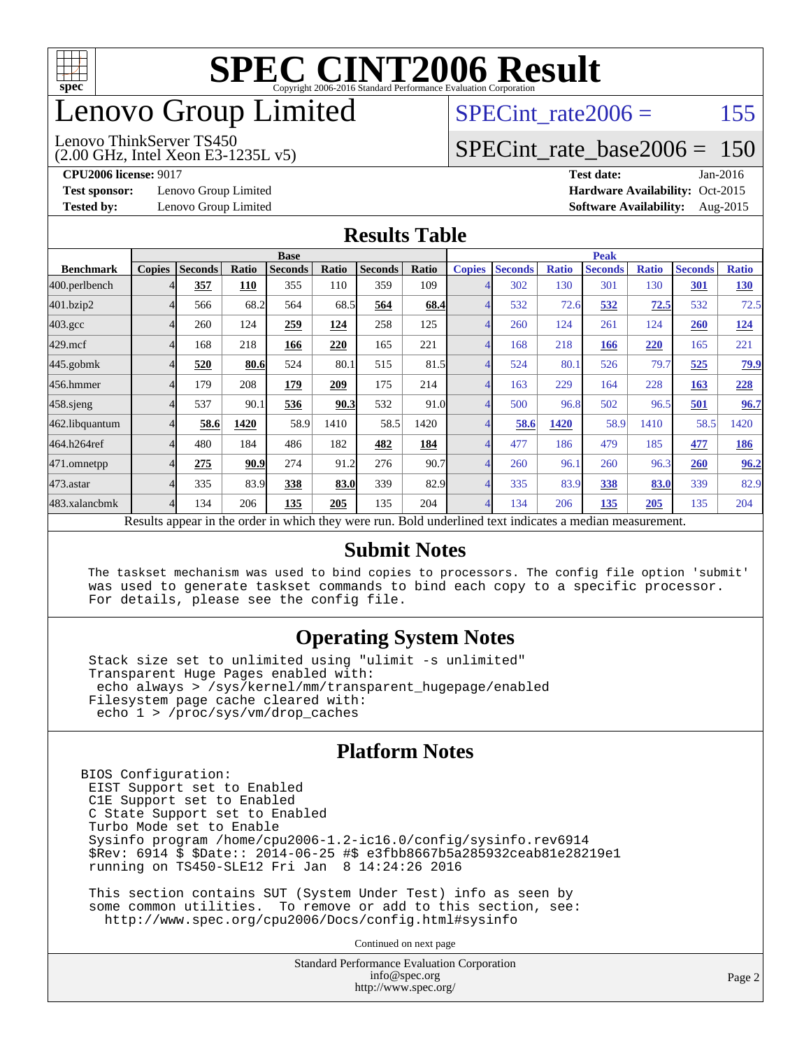# SPEC CINT2006 Result

Copyright 2006-2016 Standard Performance Evaluation Corporation

# Lenovo Group Limited

Lenovo ThinkServer TS450
(2.00 GHz, Intel Xeon E3-1235L v5)

SPECint_rate2006 = 155

SPECint_rate_base2006 = 150

**CPU2006 license:** 9017
**Test sponsor:** Lenovo Group Limited
**Tested by:** Lenovo Group Limited

**Test date:** Jan-2016
**Hardware Availability:** Oct-2015
**Software Availability:** Aug-2015

## Results Table

| | Base | | | | | | | Peak | | | | | | |
|---|---|---|---|---|---|---|---|---|---|---|---|---|---|---|
| **Benchmark** | **Copies** | **Seconds** | **Ratio** | **Seconds** | **Ratio** | **Seconds** | **Ratio** | **Copies** | **Seconds** | **Ratio** | **Seconds** | **Ratio** | **Seconds** | **Ratio** |
| 400.perlbench | 4 | **357** | **110** | 355 | 110 | 359 | 109 | 4 | 302 | 130 | 301 | 130 | **301** | **130** |
| 401.bzip2 | 4 | 566 | 68.2 | 564 | 68.5 | **564** | **68.4** | 4 | 532 | 72.6 | **532** | **72.5** | 532 | 72.5 |
| 403.gcc | 4 | 260 | 124 | **259** | **124** | 258 | 125 | 4 | 260 | 124 | 261 | 124 | **260** | **124** |
| 429.mcf | 4 | 168 | 218 | **166** | **220** | 165 | 221 | 4 | 168 | 218 | **166** | **220** | 165 | 221 |
| 445.gobmk | 4 | **520** | **80.6** | 524 | 80.1 | 515 | 81.5 | 4 | 524 | 80.1 | 526 | 79.7 | **525** | **79.9** |
| 456.hmmer | 4 | 179 | 208 | **179** | **209** | 175 | 214 | 4 | 163 | 229 | 164 | 228 | **163** | **228** |
| 458.sjeng | 4 | 537 | 90.1 | **536** | **90.3** | 532 | 91.0 | 4 | 500 | 96.8 | 502 | 96.5 | **501** | **96.7** |
| 462.libquantum | 4 | **58.6** | **1420** | 58.9 | 1410 | 58.5 | 1420 | 4 | **58.6** | **1420** | 58.9 | 1410 | 58.5 | 1420 |
| 464.h264ref | 4 | 480 | 184 | 486 | 182 | **482** | **184** | 4 | 477 | 186 | 479 | 185 | **477** | **186** |
| 471.omnetpp | 4 | **275** | **90.9** | 274 | 91.2 | 276 | 90.7 | 4 | 260 | 96.1 | 260 | 96.3 | **260** | **96.2** |
| 473.astar | 4 | 335 | 83.9 | **338** | **83.0** | 339 | 82.9 | 4 | 335 | 83.9 | **338** | **83.0** | 339 | 82.9 |
| 483.xalancbmk | 4 | 134 | 206 | **135** | **205** | 135 | 204 | 4 | 134 | 206 | **135** | **205** | 135 | 204 |

Results appear in the order in which they were run. Bold underlined text indicates a median measurement.

## Submit Notes

```
The taskset mechanism was used to bind copies to processors. The config file option 'submit'
was used to generate taskset commands to bind each copy to a specific processor.
For details, please see the config file.
```

## Operating System Notes

```
Stack size set to unlimited using "ulimit -s unlimited"
Transparent Huge Pages enabled with:
 echo always > /sys/kernel/mm/transparent_hugepage/enabled
Filesystem page cache cleared with:
 echo 1 > /proc/sys/vm/drop_caches
```

## Platform Notes

```
BIOS Configuration:
 EIST Support set to Enabled
 C1E Support set to Enabled
 C State Support set to Enabled
 Turbo Mode set to Enable
 Sysinfo program /home/cpu2006-1.2-ic16.0/config/sysinfo.rev6914
 $Rev: 6914 $ $Date:: 2014-06-25 #$ e3fbb8667b5a285932ceab81e28219e1
 running on TS450-SLE12 Fri Jan  8 14:24:26 2016

 This section contains SUT (System Under Test) info as seen by
 some common utilities.  To remove or add to this section, see:
   http://www.spec.org/cpu2006/Docs/config.html#sysinfo
```

Continued on next page

Standard Performance Evaluation Corporation
info@spec.org
http://www.spec.org/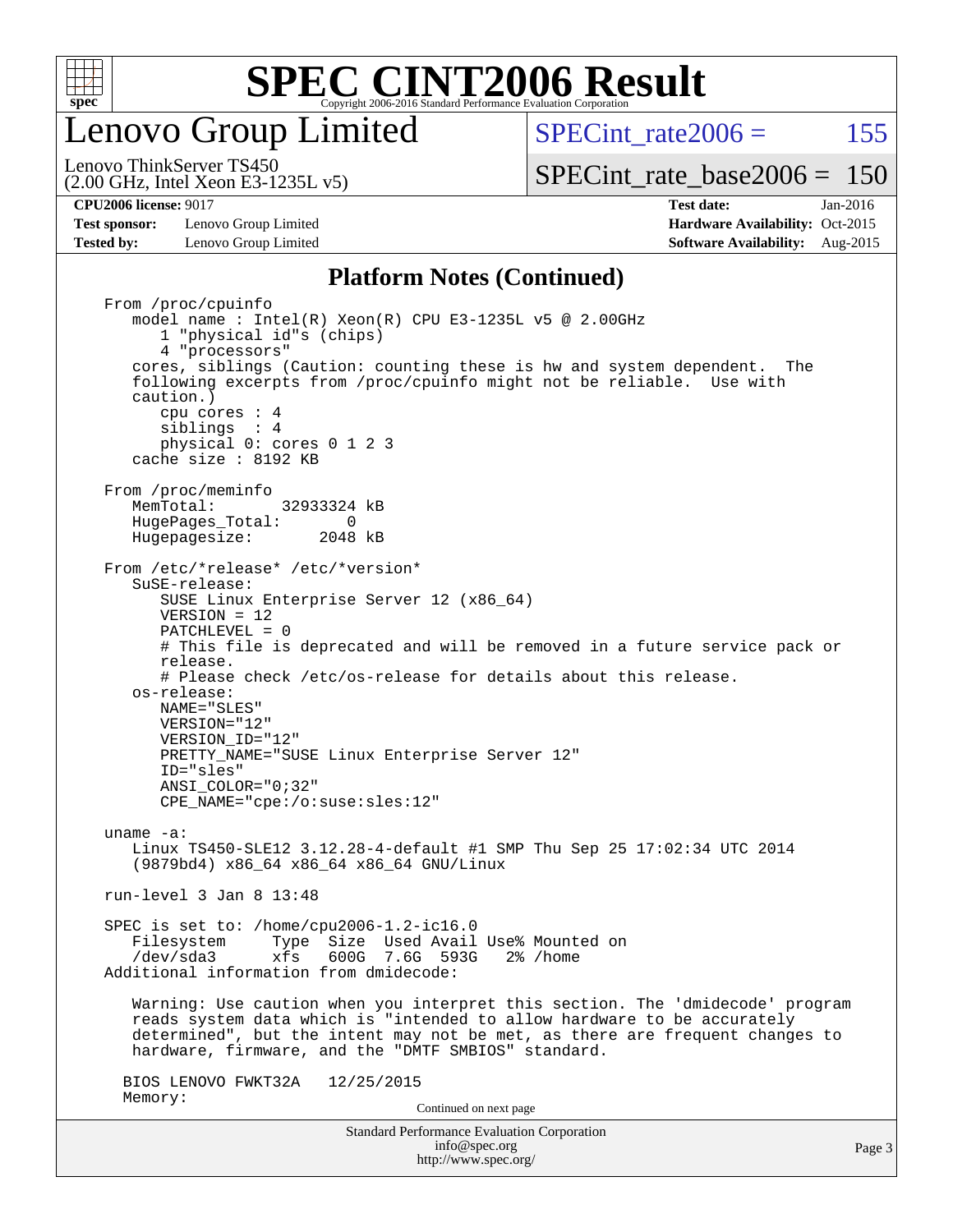# SPEC CINT2006 Result

Copyright 2006-2016 Standard Performance Evaluation Corporation

## Lenovo Group Limited

Lenovo ThinkServer TS450
(2.00 GHz, Intel Xeon E3-1235L v5)

SPECint_rate2006 = 155

SPECint_rate_base2006 = 150

**CPU2006 license:** 9017
**Test sponsor:** Lenovo Group Limited
**Tested by:** Lenovo Group Limited

**Test date:** Jan-2016
**Hardware Availability:** Oct-2015
**Software Availability:** Aug-2015

### Platform Notes (Continued)

```
From /proc/cpuinfo
   model name : Intel(R) Xeon(R) CPU E3-1235L v5 @ 2.00GHz
      1 "physical id"s (chips)
      4 "processors"
   cores, siblings (Caution: counting these is hw and system dependent.  The
   following excerpts from /proc/cpuinfo might not be reliable.  Use with
   caution.)
      cpu cores : 4
      siblings  : 4
      physical 0: cores 0 1 2 3
   cache size : 8192 KB

From /proc/meminfo
   MemTotal:        32933324 kB
   HugePages_Total:        0
   Hugepagesize:        2048 kB

From /etc/*release* /etc/*version*
   SuSE-release:
      SUSE Linux Enterprise Server 12 (x86_64)
      VERSION = 12
      PATCHLEVEL = 0
      # This file is deprecated and will be removed in a future service pack or
      release.
      # Please check /etc/os-release for details about this release.
   os-release:
      NAME="SLES"
      VERSION="12"
      VERSION_ID="12"
      PRETTY_NAME="SUSE Linux Enterprise Server 12"
      ID="sles"
      ANSI_COLOR="0;32"
      CPE_NAME="cpe:/o:suse:sles:12"

uname -a:
   Linux TS450-SLE12 3.12.28-4-default #1 SMP Thu Sep 25 17:02:34 UTC 2014
   (9879bd4) x86_64 x86_64 x86_64 GNU/Linux

run-level 3 Jan 8 13:48

SPEC is set to: /home/cpu2006-1.2-ic16.0
   Filesystem     Type  Size  Used Avail Use% Mounted on
   /dev/sda3      xfs   600G  7.6G  593G   2% /home
Additional information from dmidecode:

   Warning: Use caution when you interpret this section. The 'dmidecode' program
   reads system data which is "intended to allow hardware to be accurately
   determined", but the intent may not be met, as there are frequent changes to
   hardware, firmware, and the "DMTF SMBIOS" standard.

  BIOS LENOVO FWKT32A   12/25/2015
  Memory:
```

Continued on next page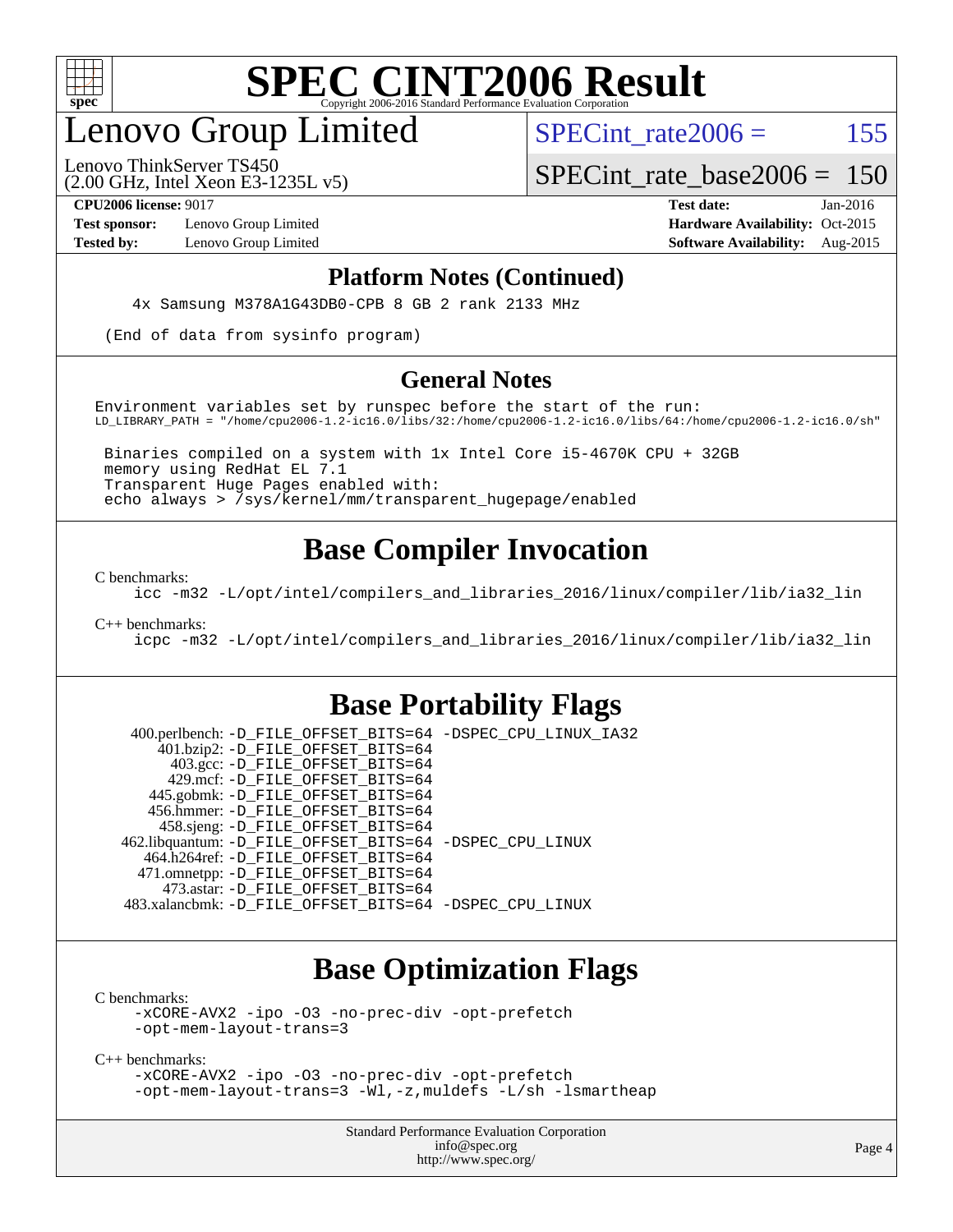# SPEC CINT2006 Result

## Lenovo Group Limited

Lenovo ThinkServer TS450
(2.00 GHz, Intel Xeon E3-1235L v5)

SPECint_rate2006 = 155

SPECint_rate_base2006 = 150

**CPU2006 license:** 9017
**Test sponsor:** Lenovo Group Limited
**Tested by:** Lenovo Group Limited

**Test date:** Jan-2016
**Hardware Availability:** Oct-2015
**Software Availability:** Aug-2015

### Platform Notes (Continued)

```
    4x Samsung M378A1G43DB0-CPB 8 GB 2 rank 2133 MHz

 (End of data from sysinfo program)
```

### General Notes

```
Environment variables set by runspec before the start of the run:
LD_LIBRARY_PATH = "/home/cpu2006-1.2-ic16.0/libs/32:/home/cpu2006-1.2-ic16.0/libs/64:/home/cpu2006-1.2-ic16.0/sh"

 Binaries compiled on a system with 1x Intel Core i5-4670K CPU + 32GB
 memory using RedHat EL 7.1
 Transparent Huge Pages enabled with:
 echo always > /sys/kernel/mm/transparent_hugepage/enabled
```

## Base Compiler Invocation

C benchmarks:

```
icc -m32 -L/opt/intel/compilers_and_libraries_2016/linux/compiler/lib/ia32_lin
```

C++ benchmarks:

```
icpc -m32 -L/opt/intel/compilers_and_libraries_2016/linux/compiler/lib/ia32_lin
```

## Base Portability Flags

```
   400.perlbench: -D_FILE_OFFSET_BITS=64 -DSPEC_CPU_LINUX_IA32
      401.bzip2: -D_FILE_OFFSET_BITS=64
        403.gcc: -D_FILE_OFFSET_BITS=64
        429.mcf: -D_FILE_OFFSET_BITS=64
      445.gobmk: -D_FILE_OFFSET_BITS=64
      456.hmmer: -D_FILE_OFFSET_BITS=64
      458.sjeng: -D_FILE_OFFSET_BITS=64
 462.libquantum: -D_FILE_OFFSET_BITS=64 -DSPEC_CPU_LINUX
    464.h264ref: -D_FILE_OFFSET_BITS=64
    471.omnetpp: -D_FILE_OFFSET_BITS=64
      473.astar: -D_FILE_OFFSET_BITS=64
  483.xalancbmk: -D_FILE_OFFSET_BITS=64 -DSPEC_CPU_LINUX
```

## Base Optimization Flags

C benchmarks:

```
-xCORE-AVX2 -ipo -O3 -no-prec-div -opt-prefetch
-opt-mem-layout-trans=3
```

C++ benchmarks:

```
-xCORE-AVX2 -ipo -O3 -no-prec-div -opt-prefetch
-opt-mem-layout-trans=3 -Wl,-z,muldefs -L/sh -lsmartheap
```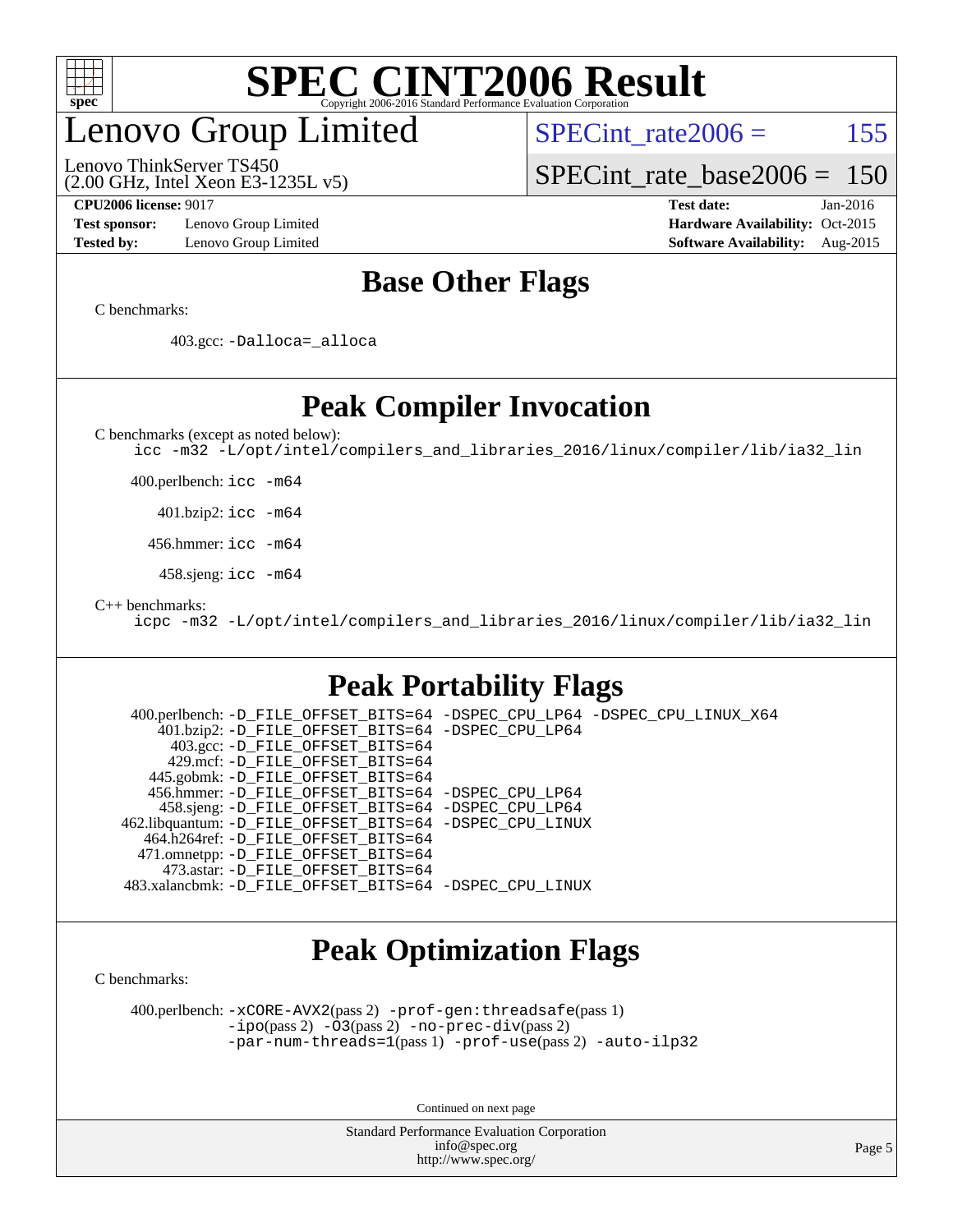# SPEC CINT2006 Result

## Lenovo Group Limited

Lenovo ThinkServer TS450
(2.00 GHz, Intel Xeon E3-1235L v5)

SPECint_rate2006 = 155

SPECint_rate_base2006 = 150

**CPU2006 license:** 9017
**Test sponsor:** Lenovo Group Limited
**Tested by:** Lenovo Group Limited

**Test date:** Jan-2016
**Hardware Availability:** Oct-2015
**Software Availability:** Aug-2015

## Base Other Flags

C benchmarks:

403.gcc: -Dalloca=_alloca

## Peak Compiler Invocation

C benchmarks (except as noted below):

icc -m32 -L/opt/intel/compilers_and_libraries_2016/linux/compiler/lib/ia32_lin

400.perlbench: icc -m64

401.bzip2: icc -m64

456.hmmer: icc -m64

458.sjeng: icc -m64

C++ benchmarks:

icpc -m32 -L/opt/intel/compilers_and_libraries_2016/linux/compiler/lib/ia32_lin

## Peak Portability Flags

400.perlbench: -D_FILE_OFFSET_BITS=64 -DSPEC_CPU_LP64 -DSPEC_CPU_LINUX_X64
401.bzip2: -D_FILE_OFFSET_BITS=64 -DSPEC_CPU_LP64
403.gcc: -D_FILE_OFFSET_BITS=64
429.mcf: -D_FILE_OFFSET_BITS=64
445.gobmk: -D_FILE_OFFSET_BITS=64
456.hmmer: -D_FILE_OFFSET_BITS=64 -DSPEC_CPU_LP64
458.sjeng: -D_FILE_OFFSET_BITS=64 -DSPEC_CPU_LP64
462.libquantum: -D_FILE_OFFSET_BITS=64 -DSPEC_CPU_LINUX
464.h264ref: -D_FILE_OFFSET_BITS=64
471.omnetpp: -D_FILE_OFFSET_BITS=64
473.astar: -D_FILE_OFFSET_BITS=64
483.xalancbmk: -D_FILE_OFFSET_BITS=64 -DSPEC_CPU_LINUX

## Peak Optimization Flags

C benchmarks:

400.perlbench: -xCORE-AVX2(pass 2) -prof-gen:threadsafe(pass 1) -ipo(pass 2) -O3(pass 2) -no-prec-div(pass 2) -par-num-threads=1(pass 1) -prof-use(pass 2) -auto-ilp32

Continued on next page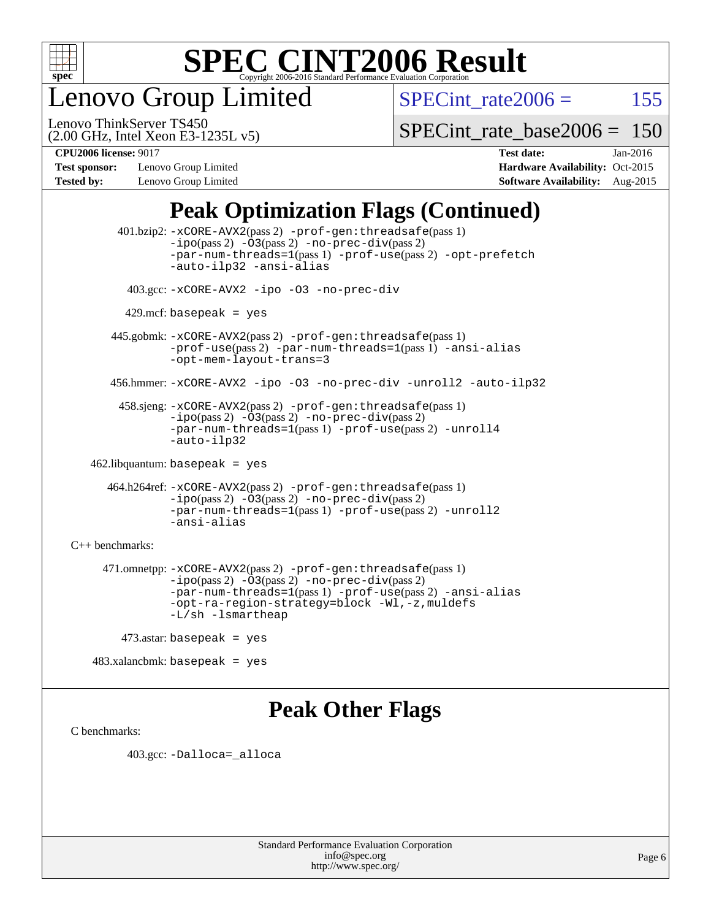# SPEC CINT2006 Result

Copyright 2006-2016 Standard Performance Evaluation Corporation

# Lenovo Group Limited

Lenovo ThinkServer TS450
(2.00 GHz, Intel Xeon E3-1235L v5)

SPECint_rate2006 = 155

SPECint_rate_base2006 = 150

**CPU2006 license:** 9017
**Test sponsor:** Lenovo Group Limited
**Tested by:** Lenovo Group Limited
**Test date:** Jan-2016
**Hardware Availability:** Oct-2015
**Software Availability:** Aug-2015

## Peak Optimization Flags (Continued)

401.bzip2: -xCORE-AVX2(pass 2) -prof-gen:threadsafe(pass 1) -ipo(pass 2) -O3(pass 2) -no-prec-div(pass 2) -par-num-threads=1(pass 1) -prof-use(pass 2) -opt-prefetch -auto-ilp32 -ansi-alias

403.gcc: -xCORE-AVX2 -ipo -O3 -no-prec-div

429.mcf: basepeak = yes

445.gobmk: -xCORE-AVX2(pass 2) -prof-gen:threadsafe(pass 1) -prof-use(pass 2) -par-num-threads=1(pass 1) -ansi-alias -opt-mem-layout-trans=3

456.hmmer: -xCORE-AVX2 -ipo -O3 -no-prec-div -unroll2 -auto-ilp32

458.sjeng: -xCORE-AVX2(pass 2) -prof-gen:threadsafe(pass 1) -ipo(pass 2) -O3(pass 2) -no-prec-div(pass 2) -par-num-threads=1(pass 1) -prof-use(pass 2) -unroll4 -auto-ilp32

462.libquantum: basepeak = yes

464.h264ref: -xCORE-AVX2(pass 2) -prof-gen:threadsafe(pass 1) -ipo(pass 2) -O3(pass 2) -no-prec-div(pass 2) -par-num-threads=1(pass 1) -prof-use(pass 2) -unroll2 -ansi-alias

C++ benchmarks:

471.omnetpp: -xCORE-AVX2(pass 2) -prof-gen:threadsafe(pass 1) -ipo(pass 2) -O3(pass 2) -no-prec-div(pass 2) -par-num-threads=1(pass 1) -prof-use(pass 2) -ansi-alias -opt-ra-region-strategy=block -Wl,-z,muldefs -L/sh -lsmartheap

473.astar: basepeak = yes

483.xalancbmk: basepeak = yes

## Peak Other Flags

C benchmarks:

403.gcc: -Dalloca=_alloca

Standard Performance Evaluation Corporation
info@spec.org
http://www.spec.org/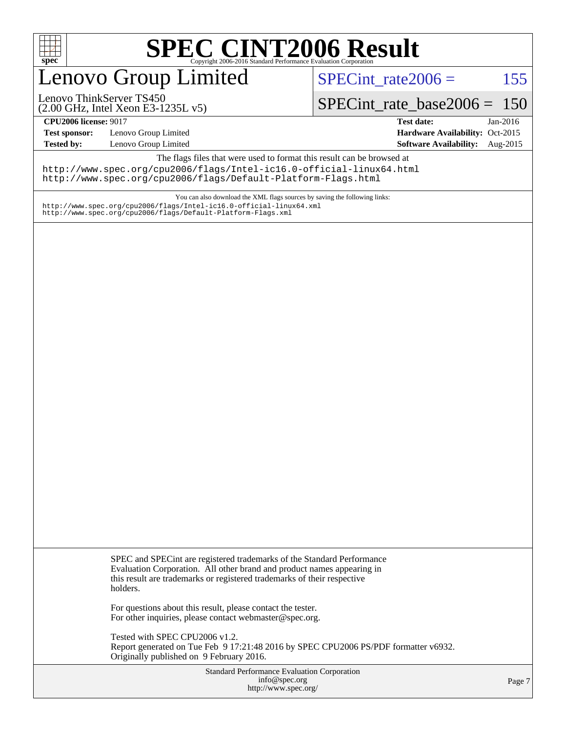# SPEC CINT2006 Result

Copyright 2006-2016 Standard Performance Evaluation Corporation

# Lenovo Group Limited

Lenovo ThinkServer TS450
(2.00 GHz, Intel Xeon E3-1235L v5)

SPECint_rate2006 = 155

SPECint_rate_base2006 = 150

| | | | |
|---|---|---|---|
| **CPU2006 license:** 9017 | | **Test date:** | Jan-2016 |
| **Test sponsor:** | Lenovo Group Limited | **Hardware Availability:** | Oct-2015 |
| **Tested by:** | Lenovo Group Limited | **Software Availability:** | Aug-2015 |

The flags files that were used to format this result can be browsed at

```
http://www.spec.org/cpu2006/flags/Intel-ic16.0-official-linux64.html
http://www.spec.org/cpu2006/flags/Default-Platform-Flags.html
```

You can also download the XML flags sources by saving the following links:

```
http://www.spec.org/cpu2006/flags/Intel-ic16.0-official-linux64.xml
http://www.spec.org/cpu2006/flags/Default-Platform-Flags.xml
```

SPEC and SPECint are registered trademarks of the Standard Performance Evaluation Corporation. All other brand and product names appearing in this result are trademarks or registered trademarks of their respective holders.

For questions about this result, please contact the tester.
For other inquiries, please contact webmaster@spec.org.

Tested with SPEC CPU2006 v1.2.
Report generated on Tue Feb 9 17:21:48 2016 by SPEC CPU2006 PS/PDF formatter v6932.
Originally published on 9 February 2016.

Standard Performance Evaluation Corporation
info@spec.org
http://www.spec.org/